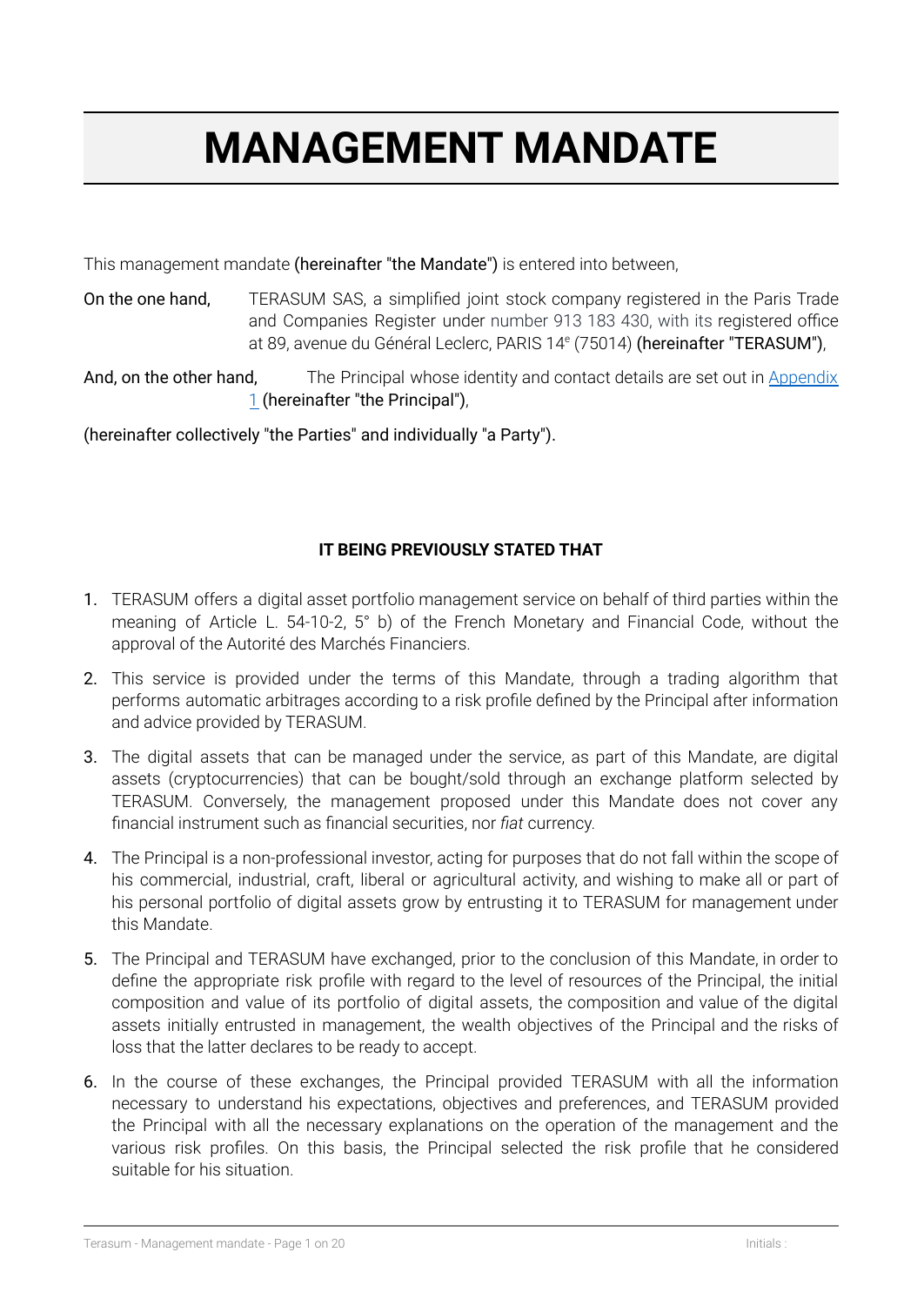# MANAGEMENT MANDATE

This management mandate (hereinafter "the Mandate") is entered into between,

On the one hand, TERASUM SAS, a simplified joint stock company registered in the Paris Trade and Companies Register under number 913 183 430, with its registered office at 89, avenue du Général Leclerc, PARIS 14e (75014) (hereinafter "TERASUM"),

And, on the other hand, The Principal whose identity and contact details are set out in Appendix 1 (hereinafter "the Principal"),

(hereinafter collectively "the Parties" and individually "a Party").

**IT BEING PREVIOUSLY STATED THAT**

1. TERASUM offers a digital asset portfolio management service on behalf of third parties within the meaning of Article L. 54-10-2, 5° b) of the French Monetary and Financial Code, without the approval of the Autorité des Marchés Financiers.
2. This service is provided under the terms of this Mandate, through a trading algorithm that performs automatic arbitrages according to a risk profile defined by the Principal after information and advice provided by TERASUM.
3. The digital assets that can be managed under the service, as part of this Mandate, are digital assets (cryptocurrencies) that can be bought/sold through an exchange platform selected by TERASUM. Conversely, the management proposed under this Mandate does not cover any financial instrument such as financial securities, nor *fiat* currency.
4. The Principal is a non-professional investor, acting for purposes that do not fall within the scope of his commercial, industrial, craft, liberal or agricultural activity, and wishing to make all or part of his personal portfolio of digital assets grow by entrusting it to TERASUM for management under this Mandate.
5. The Principal and TERASUM have exchanged, prior to the conclusion of this Mandate, in order to define the appropriate risk profile with regard to the level of resources of the Principal, the initial composition and value of its portfolio of digital assets, the composition and value of the digital assets initially entrusted in management, the wealth objectives of the Principal and the risks of loss that the latter declares to be ready to accept.
6. In the course of these exchanges, the Principal provided TERASUM with all the information necessary to understand his expectations, objectives and preferences, and TERASUM provided the Principal with all the necessary explanations on the operation of the management and the various risk profiles. On this basis, the Principal selected the risk profile that he considered suitable for his situation.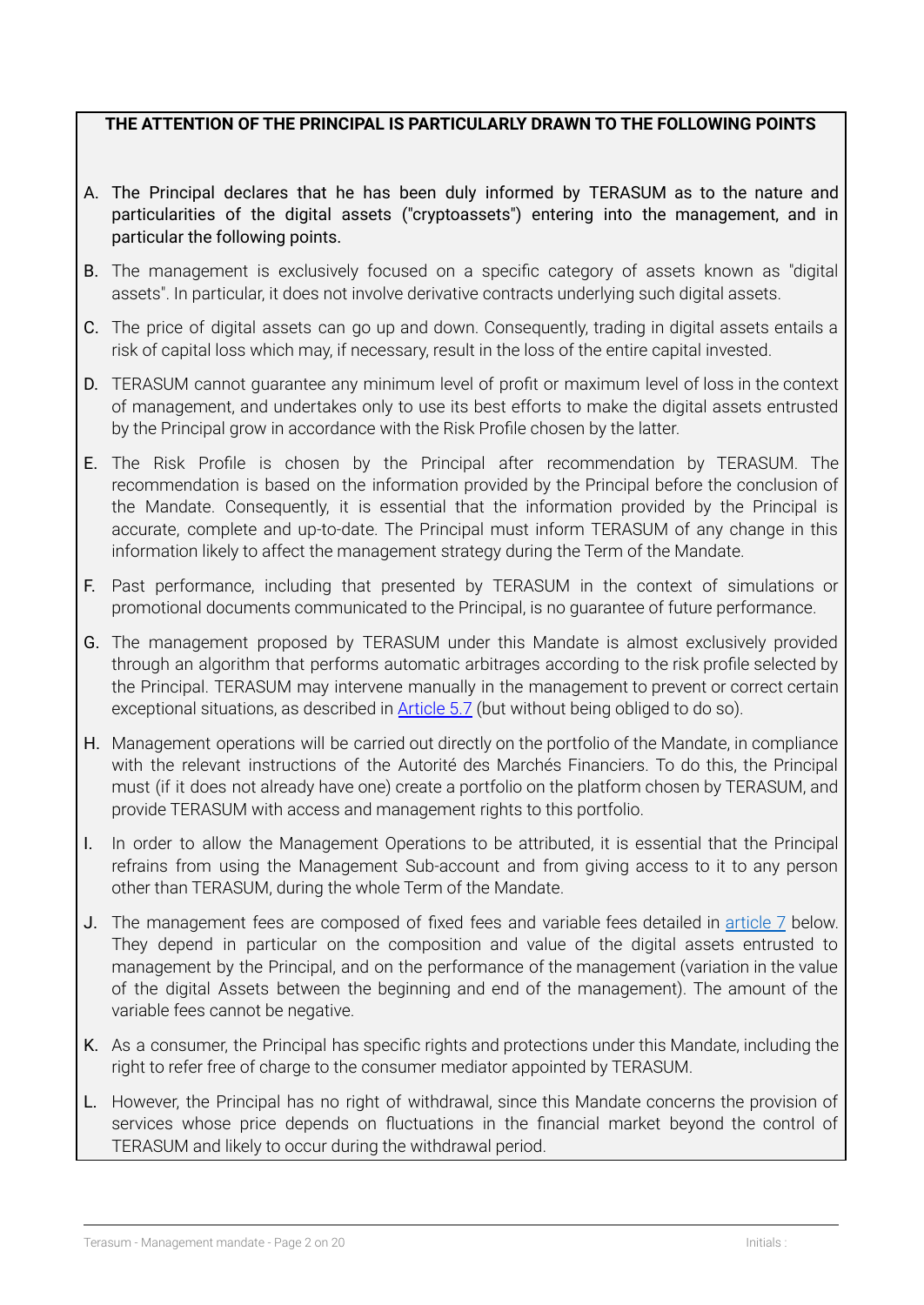**THE ATTENTION OF THE PRINCIPAL IS PARTICULARLY DRAWN TO THE FOLLOWING POINTS**

A. The Principal declares that he has been duly informed by TERASUM as to the nature and particularities of the digital assets ("cryptoassets") entering into the management, and in particular the following points.

B. The management is exclusively focused on a specific category of assets known as "digital assets". In particular, it does not involve derivative contracts underlying such digital assets.

C. The price of digital assets can go up and down. Consequently, trading in digital assets entails a risk of capital loss which may, if necessary, result in the loss of the entire capital invested.

D. TERASUM cannot guarantee any minimum level of profit or maximum level of loss in the context of management, and undertakes only to use its best efforts to make the digital assets entrusted by the Principal grow in accordance with the Risk Profile chosen by the latter.

E. The Risk Profile is chosen by the Principal after recommendation by TERASUM. The recommendation is based on the information provided by the Principal before the conclusion of the Mandate. Consequently, it is essential that the information provided by the Principal is accurate, complete and up-to-date. The Principal must inform TERASUM of any change in this information likely to affect the management strategy during the Term of the Mandate.

F. Past performance, including that presented by TERASUM in the context of simulations or promotional documents communicated to the Principal, is no guarantee of future performance.

G. The management proposed by TERASUM under this Mandate is almost exclusively provided through an algorithm that performs automatic arbitrages according to the risk profile selected by the Principal. TERASUM may intervene manually in the management to prevent or correct certain exceptional situations, as described in Article 5.7 (but without being obliged to do so).

H. Management operations will be carried out directly on the portfolio of the Mandate, in compliance with the relevant instructions of the Autorité des Marchés Financiers. To do this, the Principal must (if it does not already have one) create a portfolio on the platform chosen by TERASUM, and provide TERASUM with access and management rights to this portfolio.

I. In order to allow the Management Operations to be attributed, it is essential that the Principal refrains from using the Management Sub-account and from giving access to it to any person other than TERASUM, during the whole Term of the Mandate.

J. The management fees are composed of fixed fees and variable fees detailed in article 7 below. They depend in particular on the composition and value of the digital assets entrusted to management by the Principal, and on the performance of the management (variation in the value of the digital Assets between the beginning and end of the management). The amount of the variable fees cannot be negative.

K. As a consumer, the Principal has specific rights and protections under this Mandate, including the right to refer free of charge to the consumer mediator appointed by TERASUM.

L. However, the Principal has no right of withdrawal, since this Mandate concerns the provision of services whose price depends on fluctuations in the financial market beyond the control of TERASUM and likely to occur during the withdrawal period.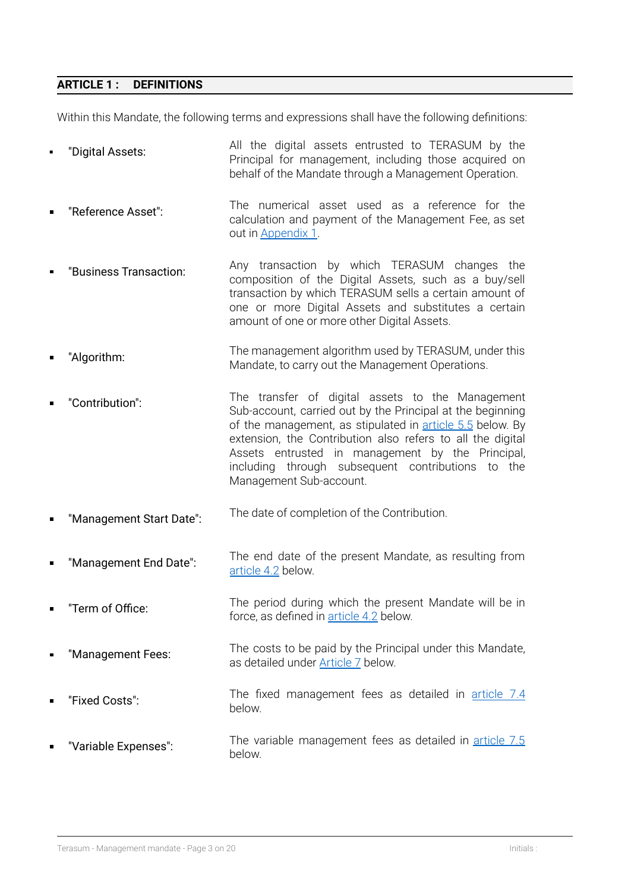## ARTICLE 1 : DEFINITIONS

Within this Mandate, the following terms and expressions shall have the following definitions:

- "Digital Assets: All the digital assets entrusted to TERASUM by the Principal for management, including those acquired on behalf of the Mandate through a Management Operation.

- "Reference Asset": The numerical asset used as a reference for the calculation and payment of the Management Fee, as set out in Appendix 1.

- "Business Transaction: Any transaction by which TERASUM changes the composition of the Digital Assets, such as a buy/sell transaction by which TERASUM sells a certain amount of one or more Digital Assets and substitutes a certain amount of one or more other Digital Assets.

- "Algorithm: The management algorithm used by TERASUM, under this Mandate, to carry out the Management Operations.

- "Contribution": The transfer of digital assets to the Management Sub-account, carried out by the Principal at the beginning of the management, as stipulated in article 5.5 below. By extension, the Contribution also refers to all the digital Assets entrusted in management by the Principal, including through subsequent contributions to the Management Sub-account.

- "Management Start Date": The date of completion of the Contribution.

- "Management End Date": The end date of the present Mandate, as resulting from article 4.2 below.

- "Term of Office: The period during which the present Mandate will be in force, as defined in article 4.2 below.

- "Management Fees: The costs to be paid by the Principal under this Mandate, as detailed under Article 7 below.

- "Fixed Costs": The fixed management fees as detailed in article 7.4 below.

- "Variable Expenses": The variable management fees as detailed in article 7.5 below.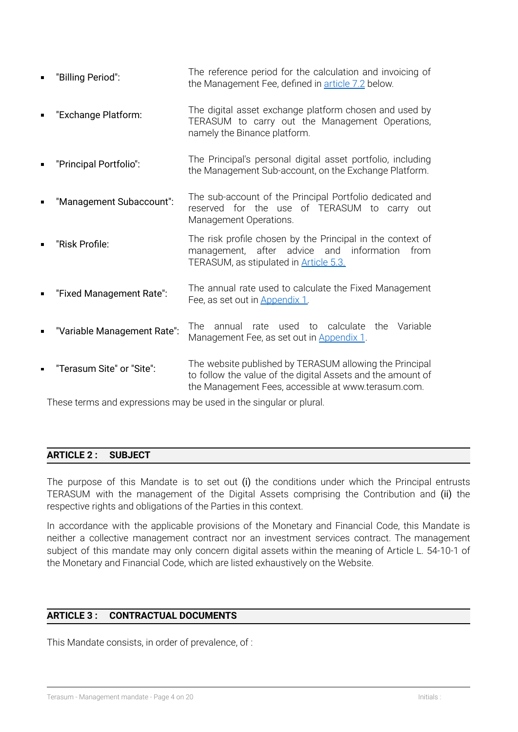- "Billing Period": The reference period for the calculation and invoicing of the Management Fee, defined in article 7.2 below.
- "Exchange Platform: The digital asset exchange platform chosen and used by TERASUM to carry out the Management Operations, namely the Binance platform.
- "Principal Portfolio": The Principal's personal digital asset portfolio, including the Management Sub-account, on the Exchange Platform.
- "Management Subaccount": The sub-account of the Principal Portfolio dedicated and reserved for the use of TERASUM to carry out Management Operations.
- "Risk Profile: The risk profile chosen by the Principal in the context of management, after advice and information from TERASUM, as stipulated in Article 5.3.
- "Fixed Management Rate": The annual rate used to calculate the Fixed Management Fee, as set out in Appendix 1.
- "Variable Management Rate": The annual rate used to calculate the Variable Management Fee, as set out in Appendix 1.
- "Terasum Site" or "Site": The website published by TERASUM allowing the Principal to follow the value of the digital Assets and the amount of the Management Fees, accessible at www.terasum.com.

These terms and expressions may be used in the singular or plural.

## ARTICLE 2 : SUBJECT

The purpose of this Mandate is to set out (i) the conditions under which the Principal entrusts TERASUM with the management of the Digital Assets comprising the Contribution and (ii) the respective rights and obligations of the Parties in this context.

In accordance with the applicable provisions of the Monetary and Financial Code, this Mandate is neither a collective management contract nor an investment services contract. The management subject of this mandate may only concern digital assets within the meaning of Article L. 54-10-1 of the Monetary and Financial Code, which are listed exhaustively on the Website.

## ARTICLE 3 : CONTRACTUAL DOCUMENTS

This Mandate consists, in order of prevalence, of :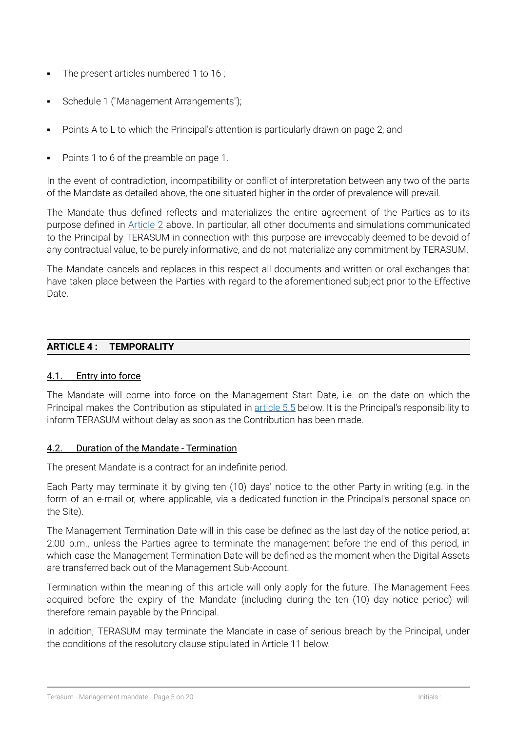- The present articles numbered 1 to 16 ;
- Schedule 1 ("Management Arrangements");
- Points A to L to which the Principal's attention is particularly drawn on page 2; and
- Points 1 to 6 of the preamble on page 1.

In the event of contradiction, incompatibility or conflict of interpretation between any two of the parts of the Mandate as detailed above, the one situated higher in the order of prevalence will prevail.

The Mandate thus defined reflects and materializes the entire agreement of the Parties as to its purpose defined in Article 2 above. In particular, all other documents and simulations communicated to the Principal by TERASUM in connection with this purpose are irrevocably deemed to be devoid of any contractual value, to be purely informative, and do not materialize any commitment by TERASUM.

The Mandate cancels and replaces in this respect all documents and written or oral exchanges that have taken place between the Parties with regard to the aforementioned subject prior to the Effective Date.

## ARTICLE 4 : TEMPORALITY

### 4.1. Entry into force

The Mandate will come into force on the Management Start Date, i.e. on the date on which the Principal makes the Contribution as stipulated in article 5.5 below. It is the Principal's responsibility to inform TERASUM without delay as soon as the Contribution has been made.

### 4.2. Duration of the Mandate - Termination

The present Mandate is a contract for an indefinite period.

Each Party may terminate it by giving ten (10) days' notice to the other Party in writing (e.g. in the form of an e-mail or, where applicable, via a dedicated function in the Principal's personal space on the Site).

The Management Termination Date will in this case be defined as the last day of the notice period, at 2:00 p.m., unless the Parties agree to terminate the management before the end of this period, in which case the Management Termination Date will be defined as the moment when the Digital Assets are transferred back out of the Management Sub-Account.

Termination within the meaning of this article will only apply for the future. The Management Fees acquired before the expiry of the Mandate (including during the ten (10) day notice period) will therefore remain payable by the Principal.

In addition, TERASUM may terminate the Mandate in case of serious breach by the Principal, under the conditions of the resolutory clause stipulated in Article 11 below.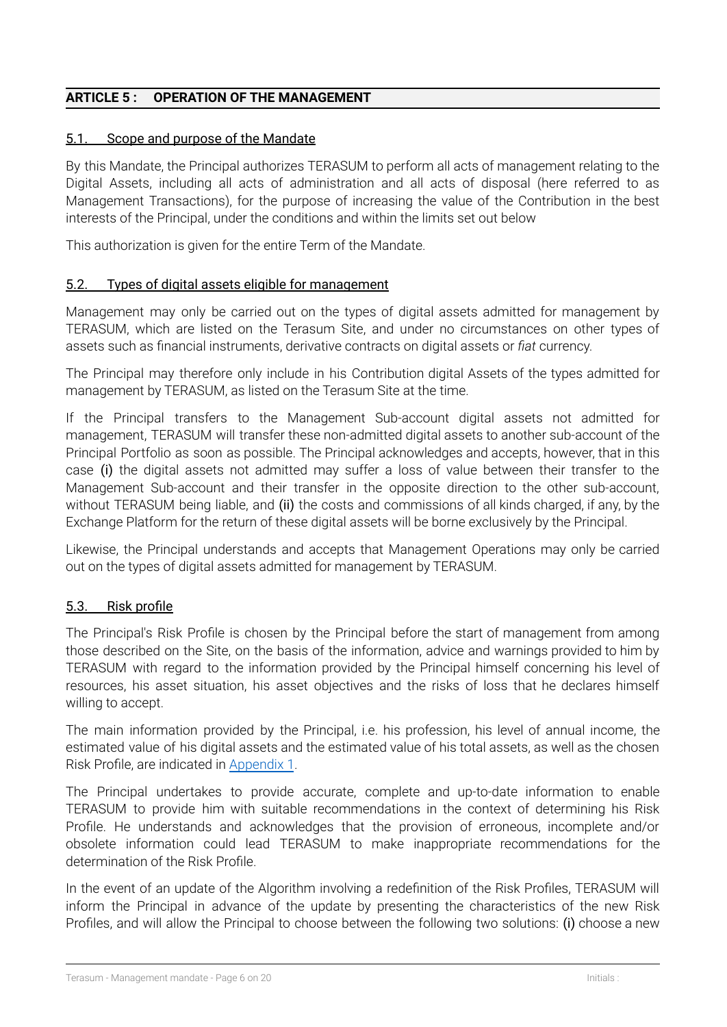## ARTICLE 5 : OPERATION OF THE MANAGEMENT

### 5.1. Scope and purpose of the Mandate

By this Mandate, the Principal authorizes TERASUM to perform all acts of management relating to the Digital Assets, including all acts of administration and all acts of disposal (here referred to as Management Transactions), for the purpose of increasing the value of the Contribution in the best interests of the Principal, under the conditions and within the limits set out below

This authorization is given for the entire Term of the Mandate.

### 5.2. Types of digital assets eligible for management

Management may only be carried out on the types of digital assets admitted for management by TERASUM, which are listed on the Terasum Site, and under no circumstances on other types of assets such as financial instruments, derivative contracts on digital assets or *fiat* currency.

The Principal may therefore only include in his Contribution digital Assets of the types admitted for management by TERASUM, as listed on the Terasum Site at the time.

If the Principal transfers to the Management Sub-account digital assets not admitted for management, TERASUM will transfer these non-admitted digital assets to another sub-account of the Principal Portfolio as soon as possible. The Principal acknowledges and accepts, however, that in this case (i) the digital assets not admitted may suffer a loss of value between their transfer to the Management Sub-account and their transfer in the opposite direction to the other sub-account, without TERASUM being liable, and (ii) the costs and commissions of all kinds charged, if any, by the Exchange Platform for the return of these digital assets will be borne exclusively by the Principal.

Likewise, the Principal understands and accepts that Management Operations may only be carried out on the types of digital assets admitted for management by TERASUM.

### 5.3. Risk profile

The Principal's Risk Profile is chosen by the Principal before the start of management from among those described on the Site, on the basis of the information, advice and warnings provided to him by TERASUM with regard to the information provided by the Principal himself concerning his level of resources, his asset situation, his asset objectives and the risks of loss that he declares himself willing to accept.

The main information provided by the Principal, i.e. his profession, his level of annual income, the estimated value of his digital assets and the estimated value of his total assets, as well as the chosen Risk Profile, are indicated in Appendix 1.

The Principal undertakes to provide accurate, complete and up-to-date information to enable TERASUM to provide him with suitable recommendations in the context of determining his Risk Profile. He understands and acknowledges that the provision of erroneous, incomplete and/or obsolete information could lead TERASUM to make inappropriate recommendations for the determination of the Risk Profile.

In the event of an update of the Algorithm involving a redefinition of the Risk Profiles, TERASUM will inform the Principal in advance of the update by presenting the characteristics of the new Risk Profiles, and will allow the Principal to choose between the following two solutions: (i) choose a new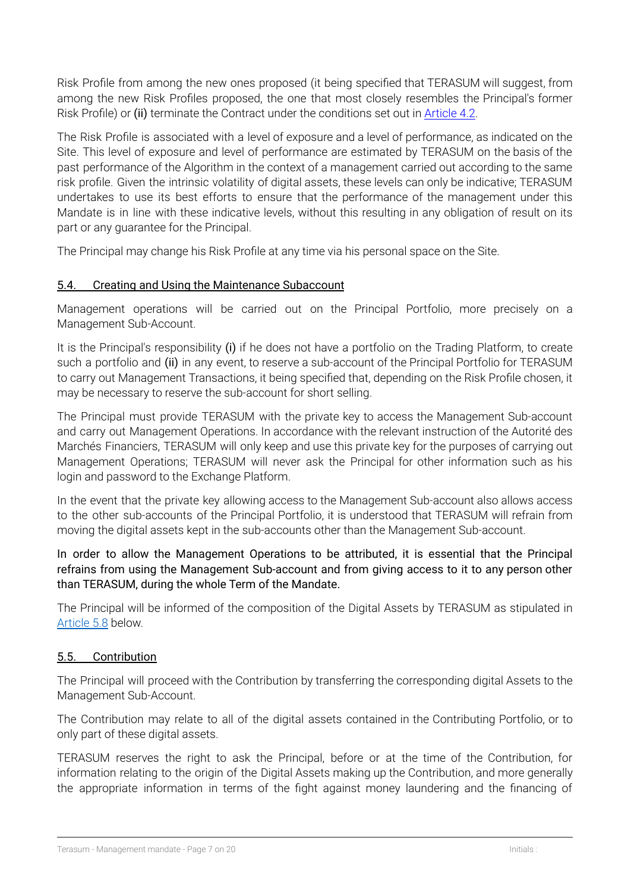Risk Profile from among the new ones proposed (it being specified that TERASUM will suggest, from among the new Risk Profiles proposed, the one that most closely resembles the Principal's former Risk Profile) or (ii) terminate the Contract under the conditions set out in [Article 4.2](#).

The Risk Profile is associated with a level of exposure and a level of performance, as indicated on the Site. This level of exposure and level of performance are estimated by TERASUM on the basis of the past performance of the Algorithm in the context of a management carried out according to the same risk profile. Given the intrinsic volatility of digital assets, these levels can only be indicative; TERASUM undertakes to use its best efforts to ensure that the performance of the management under this Mandate is in line with these indicative levels, without this resulting in any obligation of result on its part or any guarantee for the Principal.

The Principal may change his Risk Profile at any time via his personal space on the Site.

### 5.4. Creating and Using the Maintenance Subaccount

Management operations will be carried out on the Principal Portfolio, more precisely on a Management Sub-Account.

It is the Principal's responsibility (i) if he does not have a portfolio on the Trading Platform, to create such a portfolio and (ii) in any event, to reserve a sub-account of the Principal Portfolio for TERASUM to carry out Management Transactions, it being specified that, depending on the Risk Profile chosen, it may be necessary to reserve the sub-account for short selling.

The Principal must provide TERASUM with the private key to access the Management Sub-account and carry out Management Operations. In accordance with the relevant instruction of the Autorité des Marchés Financiers, TERASUM will only keep and use this private key for the purposes of carrying out Management Operations; TERASUM will never ask the Principal for other information such as his login and password to the Exchange Platform.

In the event that the private key allowing access to the Management Sub-account also allows access to the other sub-accounts of the Principal Portfolio, it is understood that TERASUM will refrain from moving the digital assets kept in the sub-accounts other than the Management Sub-account.

In order to allow the Management Operations to be attributed, it is essential that the Principal refrains from using the Management Sub-account and from giving access to it to any person other than TERASUM, during the whole Term of the Mandate.

The Principal will be informed of the composition of the Digital Assets by TERASUM as stipulated in [Article 5.8](#) below.

### 5.5. Contribution

The Principal will proceed with the Contribution by transferring the corresponding digital Assets to the Management Sub-Account.

The Contribution may relate to all of the digital assets contained in the Contributing Portfolio, or to only part of these digital assets.

TERASUM reserves the right to ask the Principal, before or at the time of the Contribution, for information relating to the origin of the Digital Assets making up the Contribution, and more generally the appropriate information in terms of the fight against money laundering and the financing of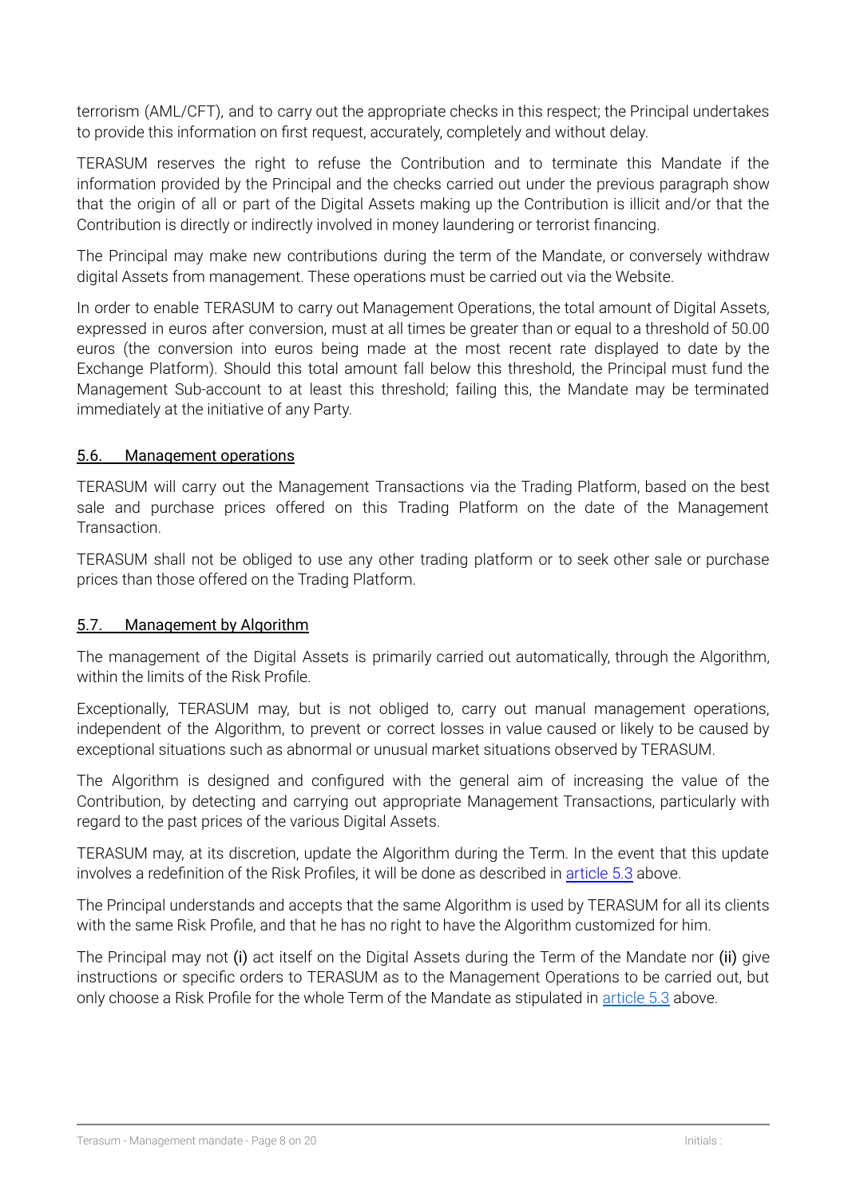terrorism (AML/CFT), and to carry out the appropriate checks in this respect; the Principal undertakes to provide this information on first request, accurately, completely and without delay.

TERASUM reserves the right to refuse the Contribution and to terminate this Mandate if the information provided by the Principal and the checks carried out under the previous paragraph show that the origin of all or part of the Digital Assets making up the Contribution is illicit and/or that the Contribution is directly or indirectly involved in money laundering or terrorist financing.

The Principal may make new contributions during the term of the Mandate, or conversely withdraw digital Assets from management. These operations must be carried out via the Website.

In order to enable TERASUM to carry out Management Operations, the total amount of Digital Assets, expressed in euros after conversion, must at all times be greater than or equal to a threshold of 50.00 euros (the conversion into euros being made at the most recent rate displayed to date by the Exchange Platform). Should this total amount fall below this threshold, the Principal must fund the Management Sub-account to at least this threshold; failing this, the Mandate may be terminated immediately at the initiative of any Party.

### 5.6. Management operations

TERASUM will carry out the Management Transactions via the Trading Platform, based on the best sale and purchase prices offered on this Trading Platform on the date of the Management Transaction.

TERASUM shall not be obliged to use any other trading platform or to seek other sale or purchase prices than those offered on the Trading Platform.

### 5.7. Management by Algorithm

The management of the Digital Assets is primarily carried out automatically, through the Algorithm, within the limits of the Risk Profile.

Exceptionally, TERASUM may, but is not obliged to, carry out manual management operations, independent of the Algorithm, to prevent or correct losses in value caused or likely to be caused by exceptional situations such as abnormal or unusual market situations observed by TERASUM.

The Algorithm is designed and configured with the general aim of increasing the value of the Contribution, by detecting and carrying out appropriate Management Transactions, particularly with regard to the past prices of the various Digital Assets.

TERASUM may, at its discretion, update the Algorithm during the Term. In the event that this update involves a redefinition of the Risk Profiles, it will be done as described in article 5.3 above.

The Principal understands and accepts that the same Algorithm is used by TERASUM for all its clients with the same Risk Profile, and that he has no right to have the Algorithm customized for him.

The Principal may not (i) act itself on the Digital Assets during the Term of the Mandate nor (ii) give instructions or specific orders to TERASUM as to the Management Operations to be carried out, but only choose a Risk Profile for the whole Term of the Mandate as stipulated in article 5.3 above.

Initials :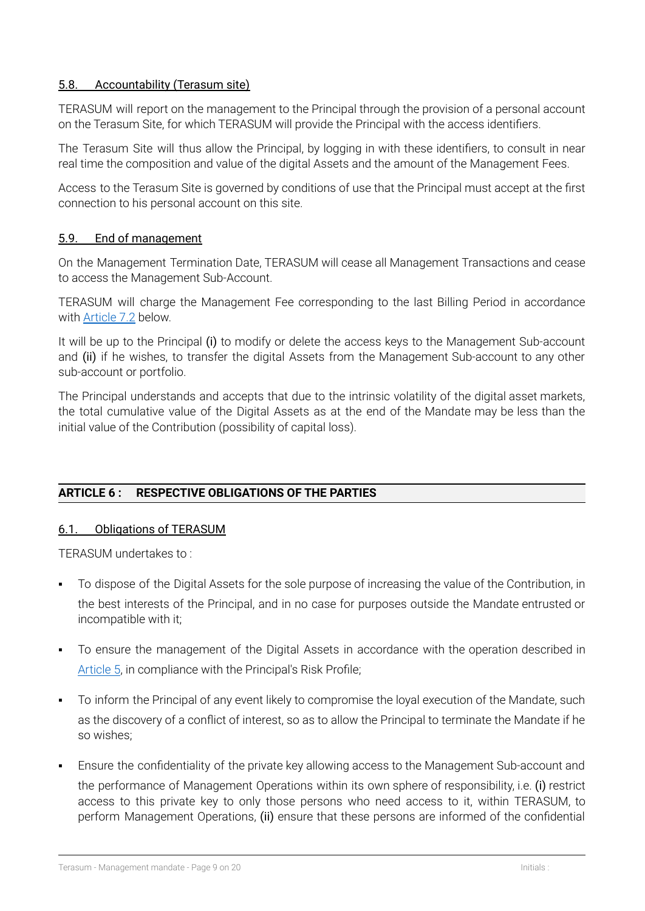### 5.8. Accountability (Terasum site)

TERASUM will report on the management to the Principal through the provision of a personal account on the Terasum Site, for which TERASUM will provide the Principal with the access identifiers.

The Terasum Site will thus allow the Principal, by logging in with these identifiers, to consult in near real time the composition and value of the digital Assets and the amount of the Management Fees.

Access to the Terasum Site is governed by conditions of use that the Principal must accept at the first connection to his personal account on this site.

### 5.9. End of management

On the Management Termination Date, TERASUM will cease all Management Transactions and cease to access the Management Sub-Account.

TERASUM will charge the Management Fee corresponding to the last Billing Period in accordance with Article 7.2 below.

It will be up to the Principal (i) to modify or delete the access keys to the Management Sub-account and (ii) if he wishes, to transfer the digital Assets from the Management Sub-account to any other sub-account or portfolio.

The Principal understands and accepts that due to the intrinsic volatility of the digital asset markets, the total cumulative value of the Digital Assets as at the end of the Mandate may be less than the initial value of the Contribution (possibility of capital loss).

## ARTICLE 6 : RESPECTIVE OBLIGATIONS OF THE PARTIES

### 6.1. Obligations of TERASUM

TERASUM undertakes to :

- To dispose of the Digital Assets for the sole purpose of increasing the value of the Contribution, in the best interests of the Principal, and in no case for purposes outside the Mandate entrusted or incompatible with it;
- To ensure the management of the Digital Assets in accordance with the operation described in Article 5, in compliance with the Principal's Risk Profile;
- To inform the Principal of any event likely to compromise the loyal execution of the Mandate, such as the discovery of a conflict of interest, so as to allow the Principal to terminate the Mandate if he so wishes;
- Ensure the confidentiality of the private key allowing access to the Management Sub-account and the performance of Management Operations within its own sphere of responsibility, i.e. (i) restrict access to this private key to only those persons who need access to it, within TERASUM, to perform Management Operations, (ii) ensure that these persons are informed of the confidential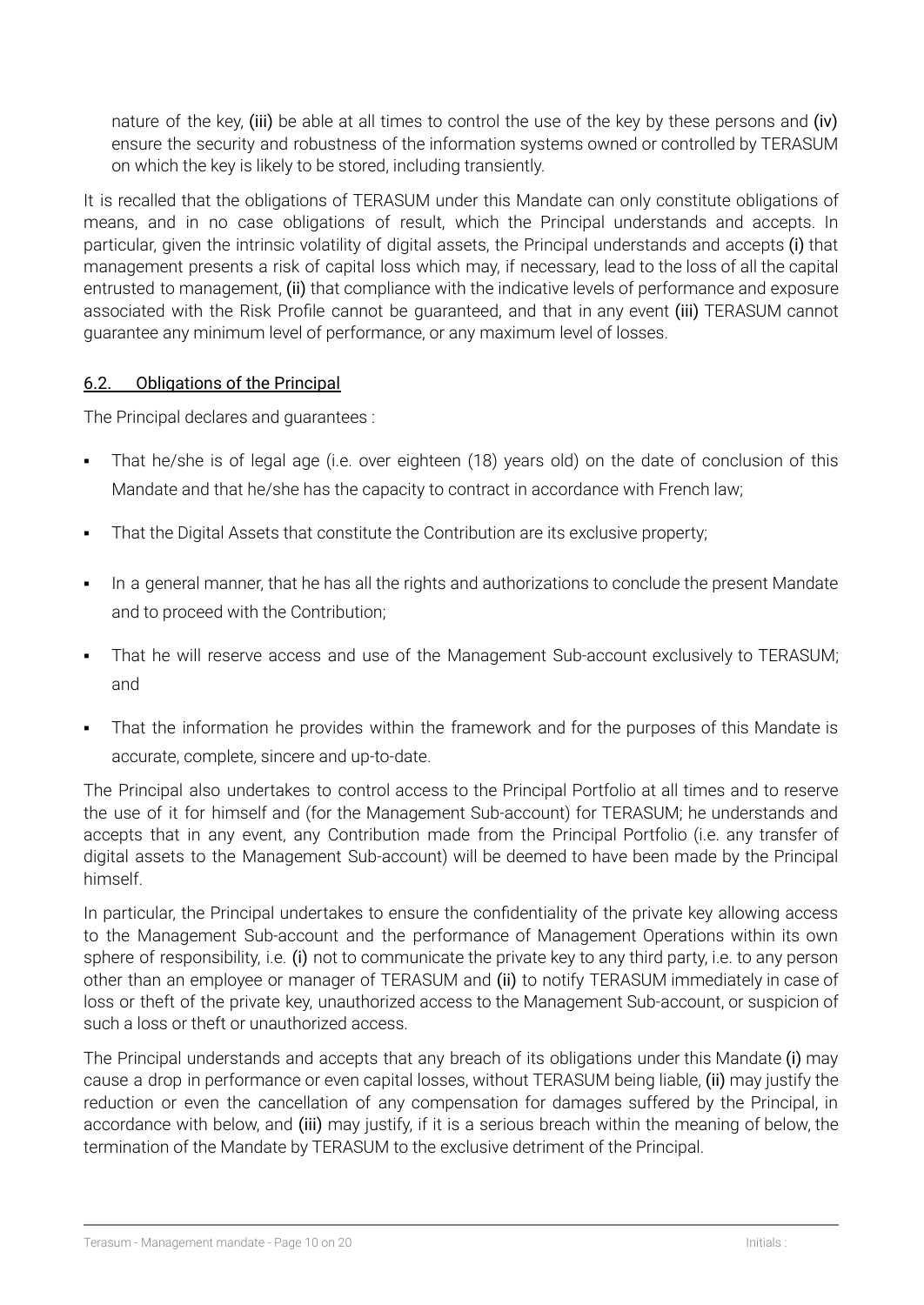nature of the key, (iii) be able at all times to control the use of the key by these persons and (iv) ensure the security and robustness of the information systems owned or controlled by TERASUM on which the key is likely to be stored, including transiently.

It is recalled that the obligations of TERASUM under this Mandate can only constitute obligations of means, and in no case obligations of result, which the Principal understands and accepts. In particular, given the intrinsic volatility of digital assets, the Principal understands and accepts (i) that management presents a risk of capital loss which may, if necessary, lead to the loss of all the capital entrusted to management, (ii) that compliance with the indicative levels of performance and exposure associated with the Risk Profile cannot be guaranteed, and that in any event (iii) TERASUM cannot guarantee any minimum level of performance, or any maximum level of losses.

### 6.2. Obligations of the Principal

The Principal declares and guarantees :

- That he/she is of legal age (i.e. over eighteen (18) years old) on the date of conclusion of this Mandate and that he/she has the capacity to contract in accordance with French law;
- That the Digital Assets that constitute the Contribution are its exclusive property;
- In a general manner, that he has all the rights and authorizations to conclude the present Mandate and to proceed with the Contribution;
- That he will reserve access and use of the Management Sub-account exclusively to TERASUM; and
- That the information he provides within the framework and for the purposes of this Mandate is accurate, complete, sincere and up-to-date.

The Principal also undertakes to control access to the Principal Portfolio at all times and to reserve the use of it for himself and (for the Management Sub-account) for TERASUM; he understands and accepts that in any event, any Contribution made from the Principal Portfolio (i.e. any transfer of digital assets to the Management Sub-account) will be deemed to have been made by the Principal himself.

In particular, the Principal undertakes to ensure the confidentiality of the private key allowing access to the Management Sub-account and the performance of Management Operations within its own sphere of responsibility, i.e. (i) not to communicate the private key to any third party, i.e. to any person other than an employee or manager of TERASUM and (ii) to notify TERASUM immediately in case of loss or theft of the private key, unauthorized access to the Management Sub-account, or suspicion of such a loss or theft or unauthorized access.

The Principal understands and accepts that any breach of its obligations under this Mandate (i) may cause a drop in performance or even capital losses, without TERASUM being liable, (ii) may justify the reduction or even the cancellation of any compensation for damages suffered by the Principal, in accordance with below, and (iii) may justify, if it is a serious breach within the meaning of below, the termination of the Mandate by TERASUM to the exclusive detriment of the Principal.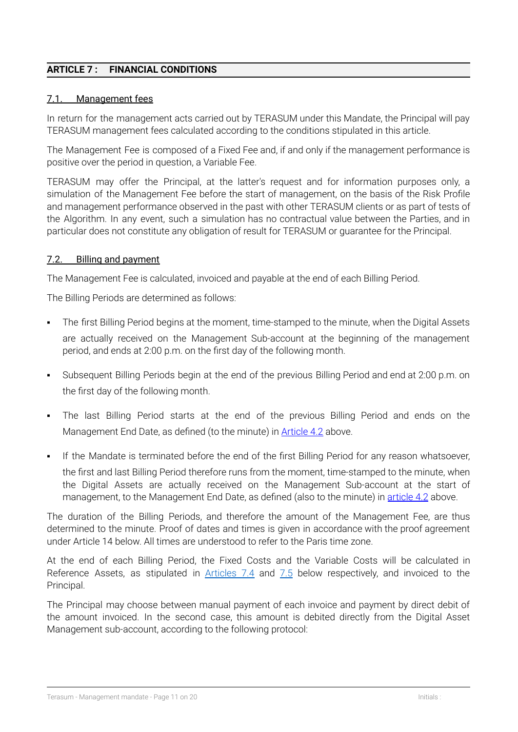## ARTICLE 7 : FINANCIAL CONDITIONS

### 7.1. Management fees

In return for the management acts carried out by TERASUM under this Mandate, the Principal will pay TERASUM management fees calculated according to the conditions stipulated in this article.

The Management Fee is composed of a Fixed Fee and, if and only if the management performance is positive over the period in question, a Variable Fee.

TERASUM may offer the Principal, at the latter's request and for information purposes only, a simulation of the Management Fee before the start of management, on the basis of the Risk Profile and management performance observed in the past with other TERASUM clients or as part of tests of the Algorithm. In any event, such a simulation has no contractual value between the Parties, and in particular does not constitute any obligation of result for TERASUM or guarantee for the Principal.

### 7.2. Billing and payment

The Management Fee is calculated, invoiced and payable at the end of each Billing Period.

The Billing Periods are determined as follows:

- The first Billing Period begins at the moment, time-stamped to the minute, when the Digital Assets are actually received on the Management Sub-account at the beginning of the management period, and ends at 2:00 p.m. on the first day of the following month.
- Subsequent Billing Periods begin at the end of the previous Billing Period and end at 2:00 p.m. on the first day of the following month.
- The last Billing Period starts at the end of the previous Billing Period and ends on the Management End Date, as defined (to the minute) in Article 4.2 above.
- If the Mandate is terminated before the end of the first Billing Period for any reason whatsoever, the first and last Billing Period therefore runs from the moment, time-stamped to the minute, when the Digital Assets are actually received on the Management Sub-account at the start of management, to the Management End Date, as defined (also to the minute) in article 4.2 above.

The duration of the Billing Periods, and therefore the amount of the Management Fee, are thus determined to the minute. Proof of dates and times is given in accordance with the proof agreement under Article 14 below. All times are understood to refer to the Paris time zone.

At the end of each Billing Period, the Fixed Costs and the Variable Costs will be calculated in Reference Assets, as stipulated in Articles 7.4 and 7.5 below respectively, and invoiced to the Principal.

The Principal may choose between manual payment of each invoice and payment by direct debit of the amount invoiced. In the second case, this amount is debited directly from the Digital Asset Management sub-account, according to the following protocol: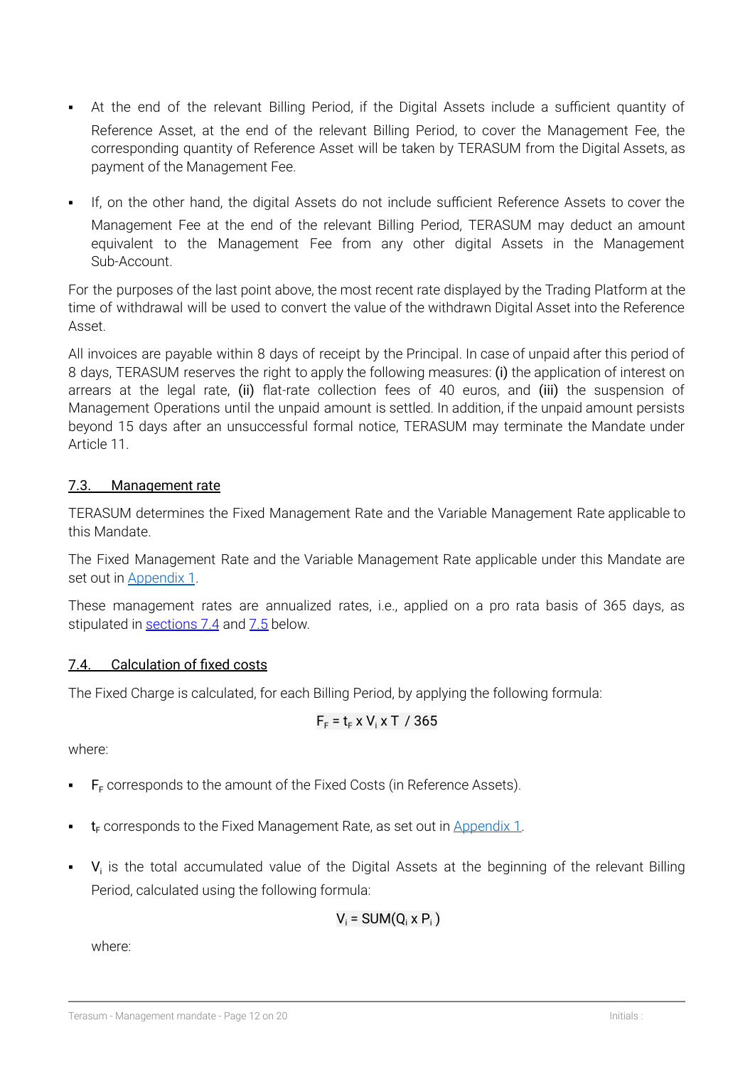- At the end of the relevant Billing Period, if the Digital Assets include a sufficient quantity of Reference Asset, at the end of the relevant Billing Period, to cover the Management Fee, the corresponding quantity of Reference Asset will be taken by TERASUM from the Digital Assets, as payment of the Management Fee.
- If, on the other hand, the digital Assets do not include sufficient Reference Assets to cover the Management Fee at the end of the relevant Billing Period, TERASUM may deduct an amount equivalent to the Management Fee from any other digital Assets in the Management Sub-Account.

For the purposes of the last point above, the most recent rate displayed by the Trading Platform at the time of withdrawal will be used to convert the value of the withdrawn Digital Asset into the Reference Asset.

All invoices are payable within 8 days of receipt by the Principal. In case of unpaid after this period of 8 days, TERASUM reserves the right to apply the following measures: (i) the application of interest on arrears at the legal rate, (ii) flat-rate collection fees of 40 euros, and (iii) the suspension of Management Operations until the unpaid amount is settled. In addition, if the unpaid amount persists beyond 15 days after an unsuccessful formal notice, TERASUM may terminate the Mandate under Article 11.

### 7.3. Management rate

TERASUM determines the Fixed Management Rate and the Variable Management Rate applicable to this Mandate.

The Fixed Management Rate and the Variable Management Rate applicable under this Mandate are set out in Appendix 1.

These management rates are annualized rates, i.e., applied on a pro rata basis of 365 days, as stipulated in sections 7.4 and 7.5 below.

### 7.4. Calculation of fixed costs

The Fixed Charge is calculated, for each Billing Period, by applying the following formula:

$$F_F = t_F \times V_i \times T \ / \ 365$$

where:

- $F_F$ corresponds to the amount of the Fixed Costs (in Reference Assets).
- $t_F$ corresponds to the Fixed Management Rate, as set out in Appendix 1.
- $V_i$ is the total accumulated value of the Digital Assets at the beginning of the relevant Billing Period, calculated using the following formula:

$$V_i = SUM(Q_i \times P_i)$$

where: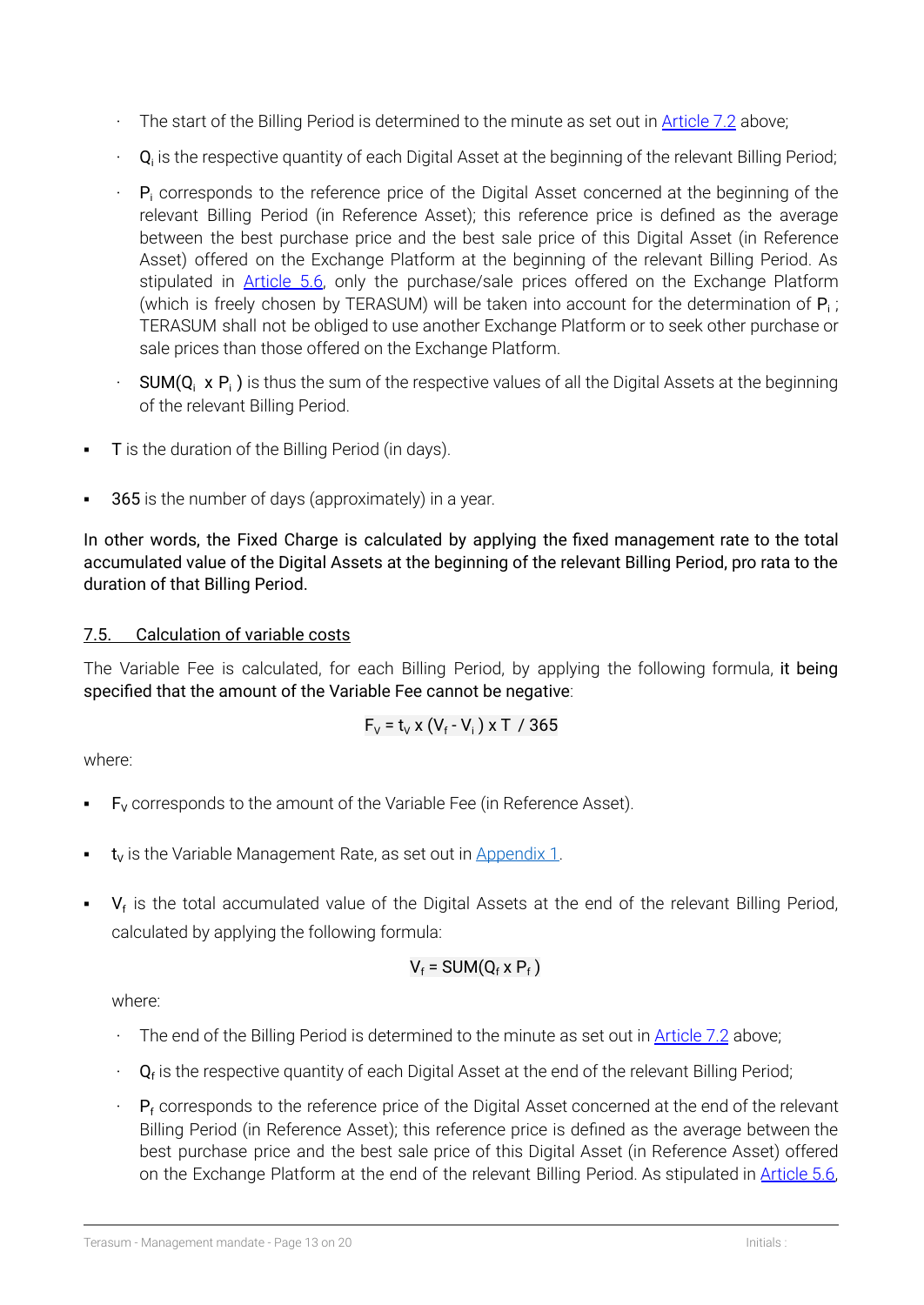- The start of the Billing Period is determined to the minute as set out in Article 7.2 above;
- $Q_i$ is the respective quantity of each Digital Asset at the beginning of the relevant Billing Period;
- $P_i$ corresponds to the reference price of the Digital Asset concerned at the beginning of the relevant Billing Period (in Reference Asset); this reference price is defined as the average between the best purchase price and the best sale price of this Digital Asset (in Reference Asset) offered on the Exchange Platform at the beginning of the relevant Billing Period. As stipulated in Article 5.6, only the purchase/sale prices offered on the Exchange Platform (which is freely chosen by TERASUM) will be taken into account for the determination of $P_i$ ; TERASUM shall not be obliged to use another Exchange Platform or to seek other purchase or sale prices than those offered on the Exchange Platform.
- $SUM(Q_i \times P_i)$ is thus the sum of the respective values of all the Digital Assets at the beginning of the relevant Billing Period.

- T is the duration of the Billing Period (in days).

- 365 is the number of days (approximately) in a year.

In other words, the Fixed Charge is calculated by applying the fixed management rate to the total accumulated value of the Digital Assets at the beginning of the relevant Billing Period, pro rata to the duration of that Billing Period.

## 7.5. Calculation of variable costs

The Variable Fee is calculated, for each Billing Period, by applying the following formula, it being specified that the amount of the Variable Fee cannot be negative:

$$F_V = t_V \times (V_f - V_i) \times T \ / \ 365$$

where:

- $F_V$ corresponds to the amount of the Variable Fee (in Reference Asset).

- $t_V$ is the Variable Management Rate, as set out in Appendix 1.

- $V_f$ is the total accumulated value of the Digital Assets at the end of the relevant Billing Period, calculated by applying the following formula:

  $$V_f = SUM(Q_f \times P_f)$$

  where:

  - The end of the Billing Period is determined to the minute as set out in Article 7.2 above;
  - $Q_f$ is the respective quantity of each Digital Asset at the end of the relevant Billing Period;
  - $P_f$ corresponds to the reference price of the Digital Asset concerned at the end of the relevant Billing Period (in Reference Asset); this reference price is defined as the average between the best purchase price and the best sale price of this Digital Asset (in Reference Asset) offered on the Exchange Platform at the end of the relevant Billing Period. As stipulated in Article 5.6,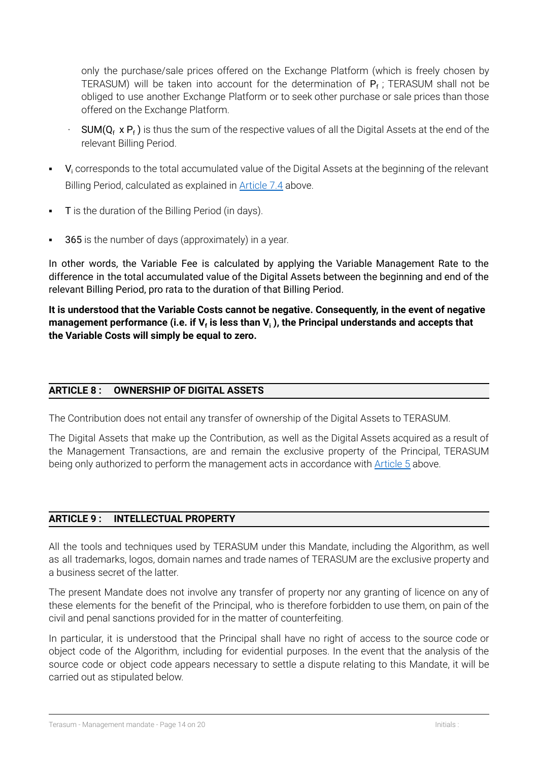only the purchase/sale prices offered on the Exchange Platform (which is freely chosen by TERASUM) will be taken into account for the determination of $P_f$ ; TERASUM shall not be obliged to use another Exchange Platform or to seek other purchase or sale prices than those offered on the Exchange Platform.

- $SUM(Q_f \times P_f)$ is thus the sum of the respective values of all the Digital Assets at the end of the relevant Billing Period.

- $V_i$ corresponds to the total accumulated value of the Digital Assets at the beginning of the relevant Billing Period, calculated as explained in Article 7.4 above.
- T is the duration of the Billing Period (in days).
- 365 is the number of days (approximately) in a year.

In other words, the Variable Fee is calculated by applying the Variable Management Rate to the difference in the total accumulated value of the Digital Assets between the beginning and end of the relevant Billing Period, pro rata to the duration of that Billing Period.

**It is understood that the Variable Costs cannot be negative. Consequently, in the event of negative management performance (i.e. if $V_f$ is less than $V_i$ ), the Principal understands and accepts that the Variable Costs will simply be equal to zero.**

## ARTICLE 8 : OWNERSHIP OF DIGITAL ASSETS

The Contribution does not entail any transfer of ownership of the Digital Assets to TERASUM.

The Digital Assets that make up the Contribution, as well as the Digital Assets acquired as a result of the Management Transactions, are and remain the exclusive property of the Principal, TERASUM being only authorized to perform the management acts in accordance with Article 5 above.

## ARTICLE 9 : INTELLECTUAL PROPERTY

All the tools and techniques used by TERASUM under this Mandate, including the Algorithm, as well as all trademarks, logos, domain names and trade names of TERASUM are the exclusive property and a business secret of the latter.

The present Mandate does not involve any transfer of property nor any granting of licence on any of these elements for the benefit of the Principal, who is therefore forbidden to use them, on pain of the civil and penal sanctions provided for in the matter of counterfeiting.

In particular, it is understood that the Principal shall have no right of access to the source code or object code of the Algorithm, including for evidential purposes. In the event that the analysis of the source code or object code appears necessary to settle a dispute relating to this Mandate, it will be carried out as stipulated below.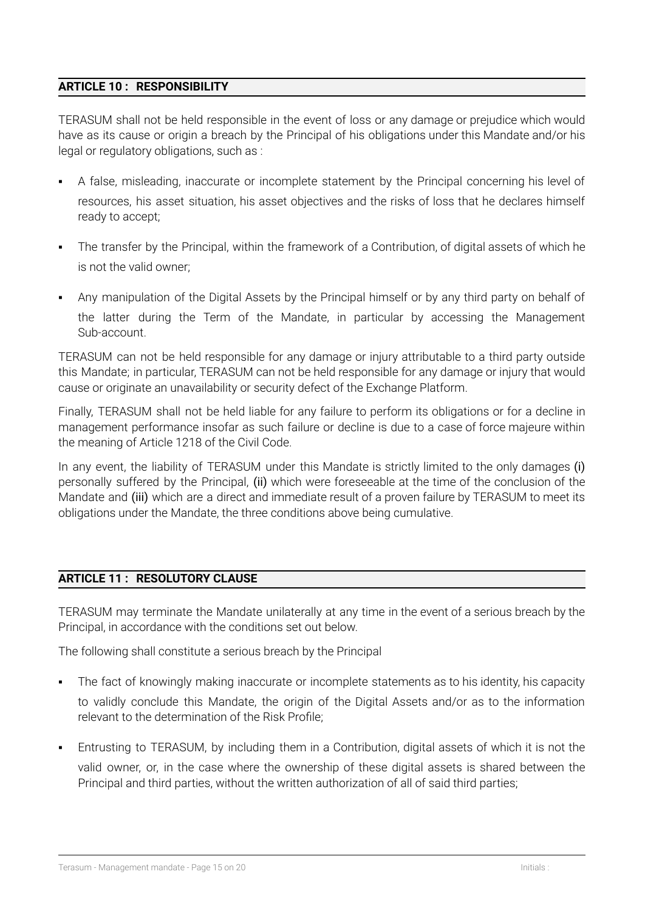## ARTICLE 10 : RESPONSIBILITY

TERASUM shall not be held responsible in the event of loss or any damage or prejudice which would have as its cause or origin a breach by the Principal of his obligations under this Mandate and/or his legal or regulatory obligations, such as :

- A false, misleading, inaccurate or incomplete statement by the Principal concerning his level of resources, his asset situation, his asset objectives and the risks of loss that he declares himself ready to accept;
- The transfer by the Principal, within the framework of a Contribution, of digital assets of which he is not the valid owner;
- Any manipulation of the Digital Assets by the Principal himself or by any third party on behalf of the latter during the Term of the Mandate, in particular by accessing the Management Sub-account.

TERASUM can not be held responsible for any damage or injury attributable to a third party outside this Mandate; in particular, TERASUM can not be held responsible for any damage or injury that would cause or originate an unavailability or security defect of the Exchange Platform.

Finally, TERASUM shall not be held liable for any failure to perform its obligations or for a decline in management performance insofar as such failure or decline is due to a case of force majeure within the meaning of Article 1218 of the Civil Code.

In any event, the liability of TERASUM under this Mandate is strictly limited to the only damages (i) personally suffered by the Principal, (ii) which were foreseeable at the time of the conclusion of the Mandate and (iii) which are a direct and immediate result of a proven failure by TERASUM to meet its obligations under the Mandate, the three conditions above being cumulative.

## ARTICLE 11 : RESOLUTORY CLAUSE

TERASUM may terminate the Mandate unilaterally at any time in the event of a serious breach by the Principal, in accordance with the conditions set out below.

The following shall constitute a serious breach by the Principal

- The fact of knowingly making inaccurate or incomplete statements as to his identity, his capacity to validly conclude this Mandate, the origin of the Digital Assets and/or as to the information relevant to the determination of the Risk Profile;
- Entrusting to TERASUM, by including them in a Contribution, digital assets of which it is not the valid owner, or, in the case where the ownership of these digital assets is shared between the Principal and third parties, without the written authorization of all of said third parties;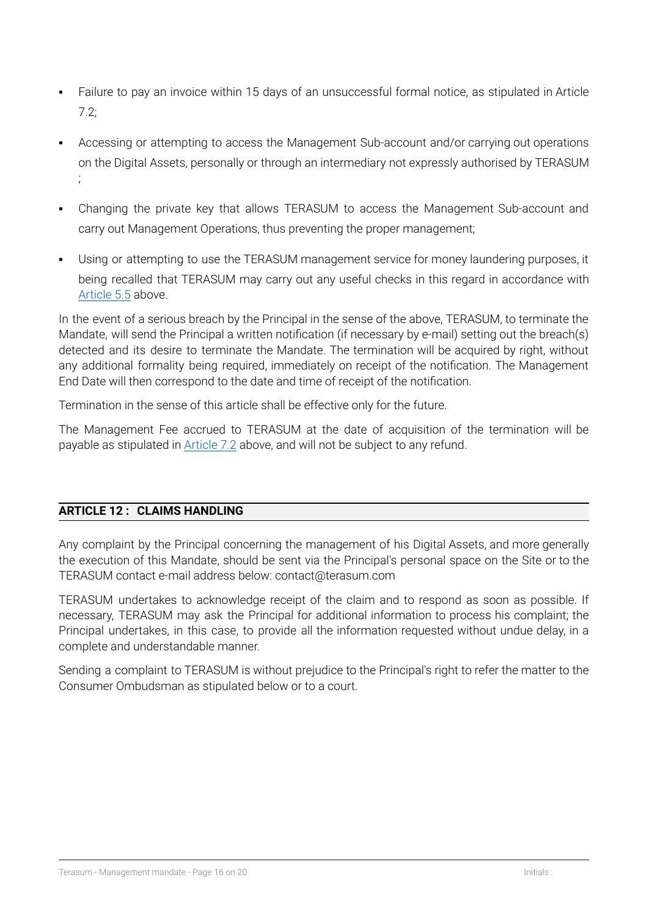- Failure to pay an invoice within 15 days of an unsuccessful formal notice, as stipulated in Article 7.2;
- Accessing or attempting to access the Management Sub-account and/or carrying out operations on the Digital Assets, personally or through an intermediary not expressly authorised by TERASUM ;
- Changing the private key that allows TERASUM to access the Management Sub-account and carry out Management Operations, thus preventing the proper management;
- Using or attempting to use the TERASUM management service for money laundering purposes, it being recalled that TERASUM may carry out any useful checks in this regard in accordance with Article 5.5 above.

In the event of a serious breach by the Principal in the sense of the above, TERASUM, to terminate the Mandate, will send the Principal a written notification (if necessary by e-mail) setting out the breach(s) detected and its desire to terminate the Mandate. The termination will be acquired by right, without any additional formality being required, immediately on receipt of the notification. The Management End Date will then correspond to the date and time of receipt of the notification.

Termination in the sense of this article shall be effective only for the future.

The Management Fee accrued to TERASUM at the date of acquisition of the termination will be payable as stipulated in Article 7.2 above, and will not be subject to any refund.

## ARTICLE 12 : CLAIMS HANDLING

Any complaint by the Principal concerning the management of his Digital Assets, and more generally the execution of this Mandate, should be sent via the Principal's personal space on the Site or to the TERASUM contact e-mail address below: contact@terasum.com

TERASUM undertakes to acknowledge receipt of the claim and to respond as soon as possible. If necessary, TERASUM may ask the Principal for additional information to process his complaint; the Principal undertakes, in this case, to provide all the information requested without undue delay, in a complete and understandable manner.

Sending a complaint to TERASUM is without prejudice to the Principal's right to refer the matter to the Consumer Ombudsman as stipulated below or to a court.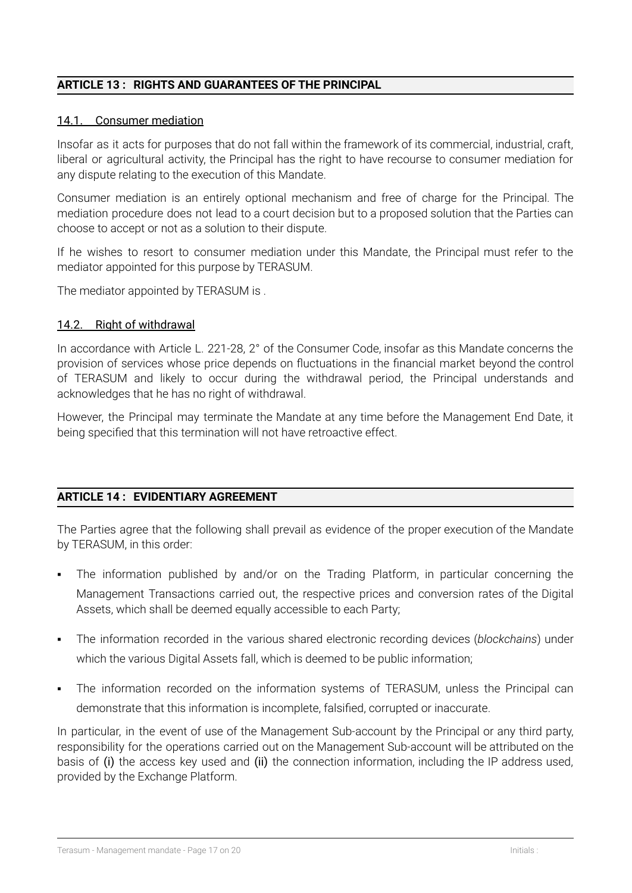## ARTICLE 13 : RIGHTS AND GUARANTEES OF THE PRINCIPAL

### 14.1. Consumer mediation

Insofar as it acts for purposes that do not fall within the framework of its commercial, industrial, craft, liberal or agricultural activity, the Principal has the right to have recourse to consumer mediation for any dispute relating to the execution of this Mandate.

Consumer mediation is an entirely optional mechanism and free of charge for the Principal. The mediation procedure does not lead to a court decision but to a proposed solution that the Parties can choose to accept or not as a solution to their dispute.

If he wishes to resort to consumer mediation under this Mandate, the Principal must refer to the mediator appointed for this purpose by TERASUM.

The mediator appointed by TERASUM is .

### 14.2. Right of withdrawal

In accordance with Article L. 221-28, 2° of the Consumer Code, insofar as this Mandate concerns the provision of services whose price depends on fluctuations in the financial market beyond the control of TERASUM and likely to occur during the withdrawal period, the Principal understands and acknowledges that he has no right of withdrawal.

However, the Principal may terminate the Mandate at any time before the Management End Date, it being specified that this termination will not have retroactive effect.

## ARTICLE 14 : EVIDENTIARY AGREEMENT

The Parties agree that the following shall prevail as evidence of the proper execution of the Mandate by TERASUM, in this order:

- The information published by and/or on the Trading Platform, in particular concerning the Management Transactions carried out, the respective prices and conversion rates of the Digital Assets, which shall be deemed equally accessible to each Party;
- The information recorded in the various shared electronic recording devices (*blockchains*) under which the various Digital Assets fall, which is deemed to be public information;
- The information recorded on the information systems of TERASUM, unless the Principal can demonstrate that this information is incomplete, falsified, corrupted or inaccurate.

In particular, in the event of use of the Management Sub-account by the Principal or any third party, responsibility for the operations carried out on the Management Sub-account will be attributed on the basis of (i) the access key used and (ii) the connection information, including the IP address used, provided by the Exchange Platform.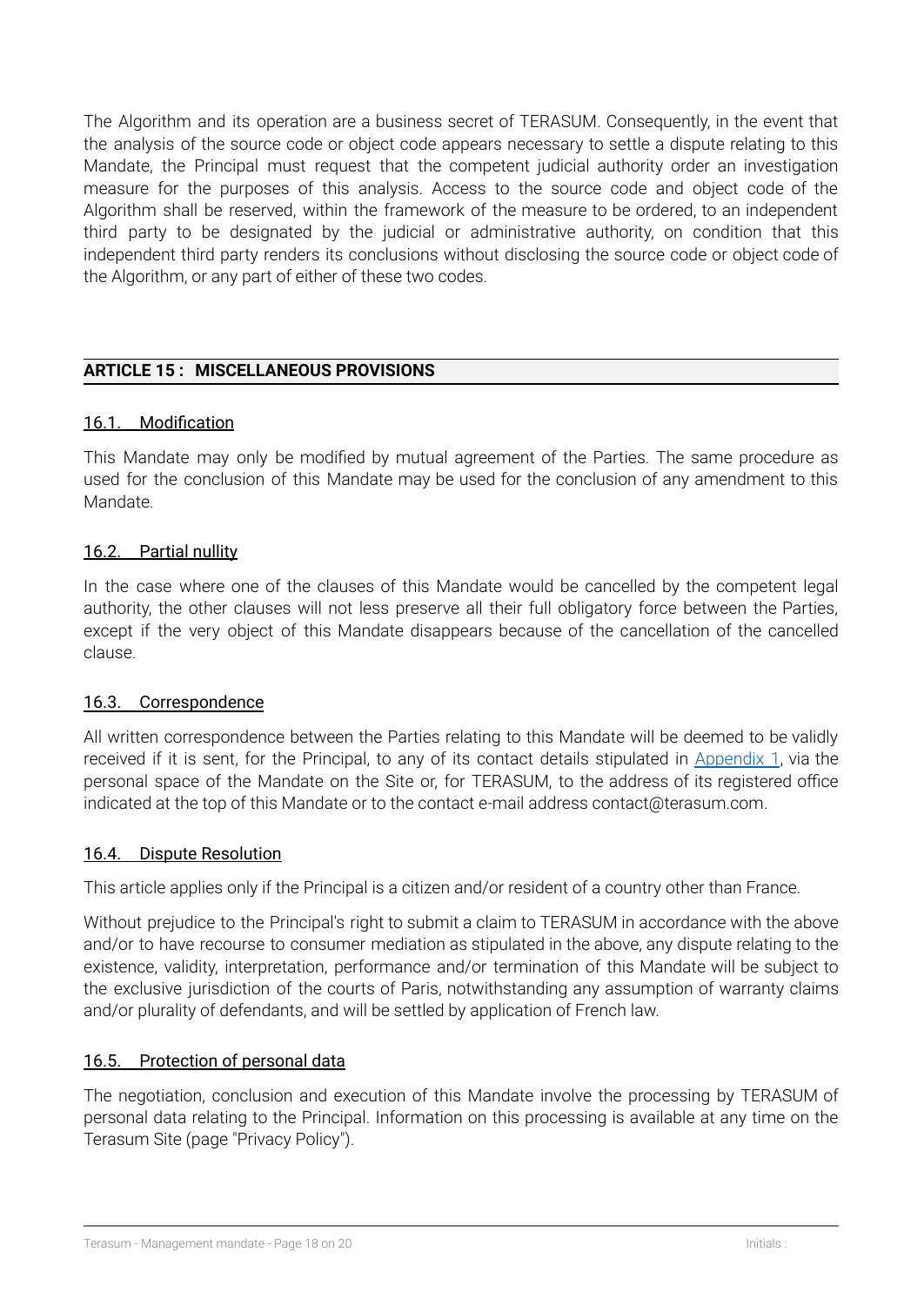The Algorithm and its operation are a business secret of TERASUM. Consequently, in the event that the analysis of the source code or object code appears necessary to settle a dispute relating to this Mandate, the Principal must request that the competent judicial authority order an investigation measure for the purposes of this analysis. Access to the source code and object code of the Algorithm shall be reserved, within the framework of the measure to be ordered, to an independent third party to be designated by the judicial or administrative authority, on condition that this independent third party renders its conclusions without disclosing the source code or object code of the Algorithm, or any part of either of these two codes.

## ARTICLE 15 : MISCELLANEOUS PROVISIONS

### 16.1. Modification

This Mandate may only be modified by mutual agreement of the Parties. The same procedure as used for the conclusion of this Mandate may be used for the conclusion of any amendment to this Mandate.

### 16.2. Partial nullity

In the case where one of the clauses of this Mandate would be cancelled by the competent legal authority, the other clauses will not less preserve all their full obligatory force between the Parties, except if the very object of this Mandate disappears because of the cancellation of the cancelled clause.

### 16.3. Correspondence

All written correspondence between the Parties relating to this Mandate will be deemed to be validly received if it is sent, for the Principal, to any of its contact details stipulated in Appendix 1, via the personal space of the Mandate on the Site or, for TERASUM, to the address of its registered office indicated at the top of this Mandate or to the contact e-mail address contact@terasum.com.

### 16.4. Dispute Resolution

This article applies only if the Principal is a citizen and/or resident of a country other than France.

Without prejudice to the Principal's right to submit a claim to TERASUM in accordance with the above and/or to have recourse to consumer mediation as stipulated in the above, any dispute relating to the existence, validity, interpretation, performance and/or termination of this Mandate will be subject to the exclusive jurisdiction of the courts of Paris, notwithstanding any assumption of warranty claims and/or plurality of defendants, and will be settled by application of French law.

### 16.5. Protection of personal data

The negotiation, conclusion and execution of this Mandate involve the processing by TERASUM of personal data relating to the Principal. Information on this processing is available at any time on the Terasum Site (page "Privacy Policy").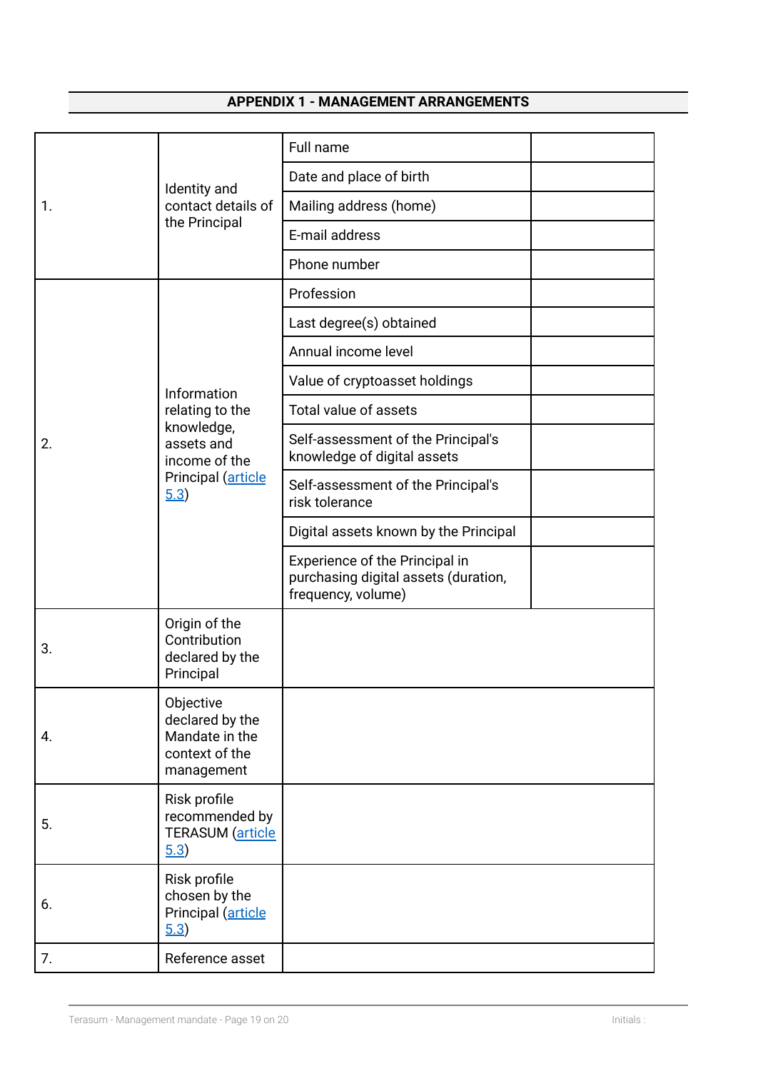## APPENDIX 1 - MANAGEMENT ARRANGEMENTS

| | | | |
|---|---|---|---|
| 1. | Identity and contact details of the Principal | Full name | |
| | | Date and place of birth | |
| | | Mailing address (home) | |
| | | E-mail address | |
| | | Phone number | |
| 2. | Information relating to the knowledge, assets and income of the Principal (article 5.3) | Profession | |
| | | Last degree(s) obtained | |
| | | Annual income level | |
| | | Value of cryptoasset holdings | |
| | | Total value of assets | |
| | | Self-assessment of the Principal's knowledge of digital assets | |
| | | Self-assessment of the Principal's risk tolerance | |
| | | Digital assets known by the Principal | |
| | | Experience of the Principal in purchasing digital assets (duration, frequency, volume) | |
| 3. | Origin of the Contribution declared by the Principal | | |
| 4. | Objective declared by the Mandate in the context of the management | | |
| 5. | Risk profile recommended by TERASUM (article 5.3) | | |
| 6. | Risk profile chosen by the Principal (article 5.3) | | |
| 7. | Reference asset | | |

Initials :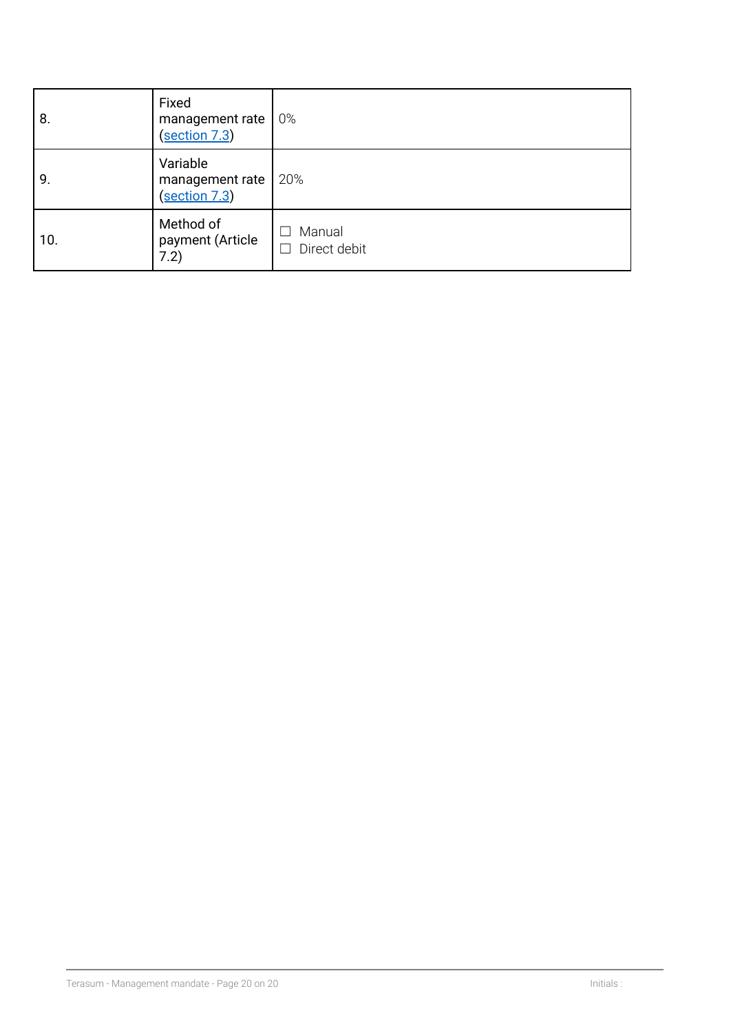| | | |
|---|---|---|
| 8. | Fixed management rate (section 7.3) | 0% |
| 9. | Variable management rate (section 7.3) | 20% |
| 10. | Method of payment (Article 7.2) | ☐ Manual<br>☐ Direct debit |